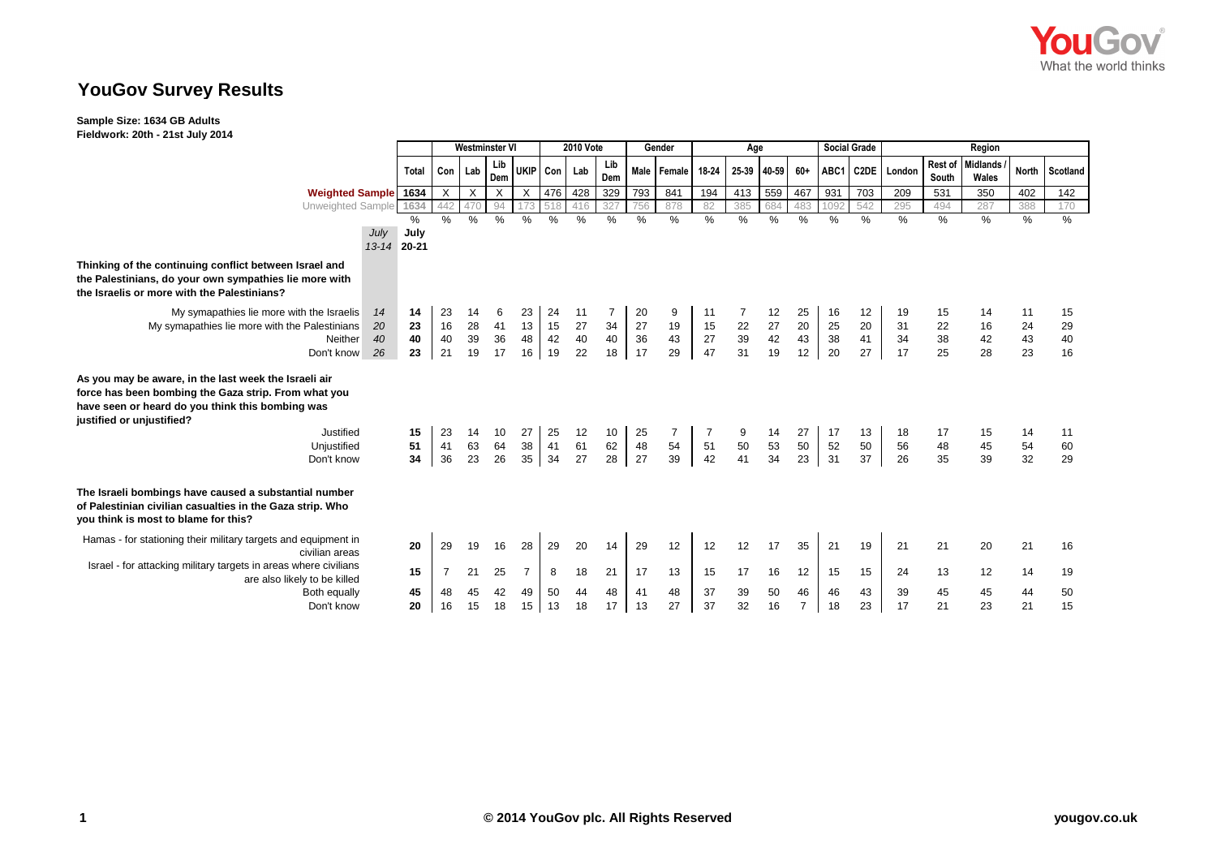# YouGov Survey Results

**Sample Size: 1634 GB Adults**
**Fieldwork: 20th - 21st July 2014**

| | | | Westminster VI | | | | 2010 Vote | | | Gender | | Age | | | | Social Grade | | Region | | | | |
|---|---|---|---|---|---|---|---|---|---|---|---|---|---|---|---|---|---|---|---|---|---|---|
| | | Total | Con | Lab | Lib Dem | UKIP | Con | Lab | Lib Dem | Male | Female | 18-24 | 25-39 | 40-59 | 60+ | ABC1 | C2DE | London | Rest of South | Midlands / Wales | North | Scotland |
| **Weighted Sample** | | 1634 | X | X | X | X | 476 | 428 | 329 | 793 | 841 | 194 | 413 | 559 | 467 | 931 | 703 | 209 | 531 | 350 | 402 | 142 |
| Unweighted Sample | | 1634 | 442 | 470 | 94 | 173 | 518 | 416 | 327 | 756 | 878 | 82 | 385 | 684 | 483 | 1092 | 542 | 295 | 494 | 287 | 388 | 170 |
| | *July 13-14* | July 20-21 % | % | % | % | % | % | % | % | % | % | % | % | % | % | % | % | % | % | % | % | % |
| **Thinking of the continuing conflict between Israel and the Palestinians, do your own sympathies lie more with the Israelis or more with the Palestinians?** | | | | | | | | | | | | | | | | | | | | | | |
| My symapathies lie more with the Israelis | *14* | **14** | 23 | 14 | 6 | 23 | 24 | 11 | 7 | 20 | 9 | 11 | 7 | 12 | 25 | 16 | 12 | 19 | 15 | 14 | 11 | 15 |
| My symapathies lie more with the Palestinians | *20* | **23** | 16 | 28 | 41 | 13 | 15 | 27 | 34 | 27 | 19 | 15 | 22 | 27 | 20 | 25 | 20 | 31 | 22 | 16 | 24 | 29 |
| Neither | *40* | **40** | 40 | 39 | 36 | 48 | 42 | 40 | 40 | 36 | 43 | 27 | 39 | 42 | 43 | 38 | 41 | 34 | 38 | 42 | 43 | 40 |
| Don't know | *26* | **23** | 21 | 19 | 17 | 16 | 19 | 22 | 18 | 17 | 29 | 47 | 31 | 19 | 12 | 20 | 27 | 17 | 25 | 28 | 23 | 16 |
| **As you may be aware, in the last week the Israeli air force has been bombing the Gaza strip. From what you have seen or heard do you think this bombing was justified or unjustified?** | | | | | | | | | | | | | | | | | | | | | | |
| Justified | | **15** | 23 | 14 | 10 | 27 | 25 | 12 | 10 | 25 | 7 | 7 | 9 | 14 | 27 | 17 | 13 | 18 | 17 | 15 | 14 | 11 |
| Unjustified | | **51** | 41 | 63 | 64 | 38 | 41 | 61 | 62 | 48 | 54 | 51 | 50 | 53 | 50 | 52 | 50 | 56 | 48 | 45 | 54 | 60 |
| Don't know | | **34** | 36 | 23 | 26 | 35 | 34 | 27 | 28 | 27 | 39 | 42 | 41 | 34 | 23 | 31 | 37 | 26 | 35 | 39 | 32 | 29 |
| **The Israeli bombings have caused a substantial number of Palestinian civilian casualties in the Gaza strip. Who you think is most to blame for this?** | | | | | | | | | | | | | | | | | | | | | | |
| Hamas - for stationing their military targets and equipment in civilian areas | | **20** | 29 | 19 | 16 | 28 | 29 | 20 | 14 | 29 | 12 | 12 | 12 | 17 | 35 | 21 | 19 | 21 | 21 | 20 | 21 | 16 |
| Israel - for attacking military targets in areas where civilians are also likely to be killed | | **15** | 7 | 21 | 25 | 7 | 8 | 18 | 21 | 17 | 13 | 15 | 17 | 16 | 12 | 15 | 15 | 24 | 13 | 12 | 14 | 19 |
| Both equally | | **45** | 48 | 45 | 42 | 49 | 50 | 44 | 48 | 41 | 48 | 37 | 39 | 50 | 46 | 46 | 43 | 39 | 45 | 45 | 44 | 50 |
| Don't know | | **20** | 16 | 15 | 18 | 15 | 13 | 18 | 17 | 13 | 27 | 37 | 32 | 16 | 7 | 18 | 23 | 17 | 21 | 23 | 21 | 15 |

© 2014 YouGov plc. All Rights Reserved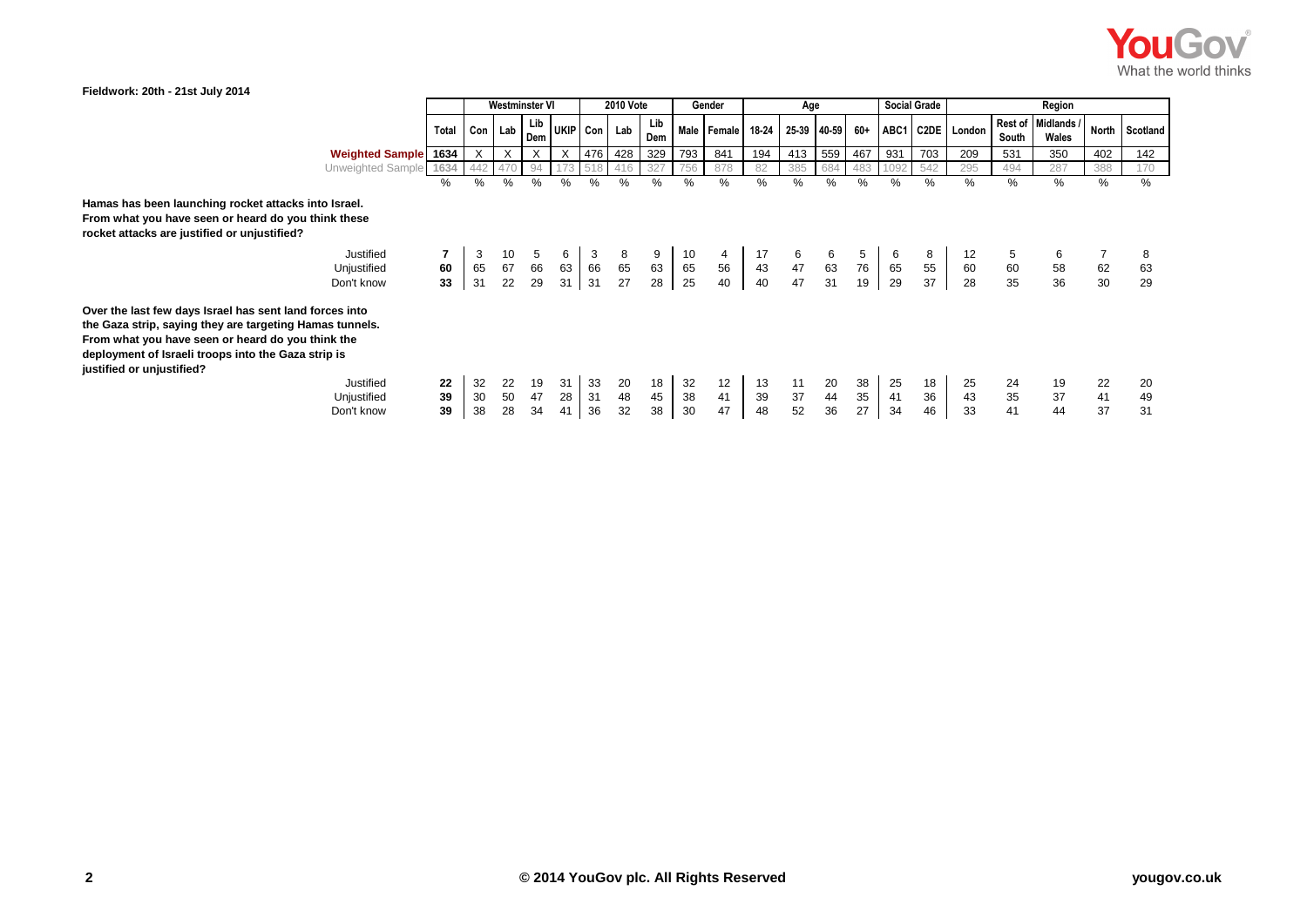Fieldwork: 20th - 21st July 2014

| | Total | Westminster VI | | | | 2010 Vote | | | Gender | | Age | | | | Social Grade | | Region | | | | |
|---|---|---|---|---|---|---|---|---|---|---|---|---|---|---|---|---|---|---|---|---|---|
| | | Con | Lab | Lib Dem | UKIP | Con | Lab | Lib Dem | Male | Female | 18-24 | 25-39 | 40-59 | 60+ | ABC1 | C2DE | London | Rest of South | Midlands / Wales | North | Scotland |
| **Weighted Sample** | 1634 | X | X | X | X | 476 | 428 | 329 | 793 | 841 | 194 | 413 | 559 | 467 | 931 | 703 | 209 | 531 | 350 | 402 | 142 |
| Unweighted Sample | 1634 | 442 | 470 | 94 | 173 | 518 | 416 | 327 | 756 | 878 | 82 | 385 | 684 | 483 | 1092 | 542 | 295 | 494 | 287 | 388 | 170 |
| | % | % | % | % | % | % | % | % | % | % | % | % | % | % | % | % | % | % | % | % | % |
| **Hamas has been launching rocket attacks into Israel. From what you have seen or heard do you think these rocket attacks are justified or unjustified?** | | | | | | | | | | | | | | | | | | | | | |
| Justified | **7** | 3 | 10 | 5 | 6 | 3 | 8 | 9 | 10 | 4 | 17 | 6 | 6 | 5 | 6 | 8 | 12 | 5 | 6 | 7 | 8 |
| Unjustified | **60** | 65 | 67 | 66 | 63 | 66 | 65 | 63 | 65 | 56 | 43 | 47 | 63 | 76 | 65 | 55 | 60 | 60 | 58 | 62 | 63 |
| Don't know | **33** | 31 | 22 | 29 | 31 | 31 | 27 | 28 | 25 | 40 | 40 | 47 | 31 | 19 | 29 | 37 | 28 | 35 | 36 | 30 | 29 |
| **Over the last few days Israel has sent land forces into the Gaza strip, saying they are targeting Hamas tunnels. From what you have seen or heard do you think the deployment of Israeli troops into the Gaza strip is justified or unjustified?** | | | | | | | | | | | | | | | | | | | | | |
| Justified | **22** | 32 | 22 | 19 | 31 | 33 | 20 | 18 | 32 | 12 | 13 | 11 | 20 | 38 | 25 | 18 | 25 | 24 | 19 | 22 | 20 |
| Unjustified | **39** | 30 | 50 | 47 | 28 | 31 | 48 | 45 | 38 | 41 | 39 | 37 | 44 | 35 | 41 | 36 | 43 | 35 | 37 | 41 | 49 |
| Don't know | **39** | 38 | 28 | 34 | 41 | 36 | 32 | 38 | 30 | 47 | 48 | 52 | 36 | 27 | 34 | 46 | 33 | 41 | 44 | 37 | 31 |